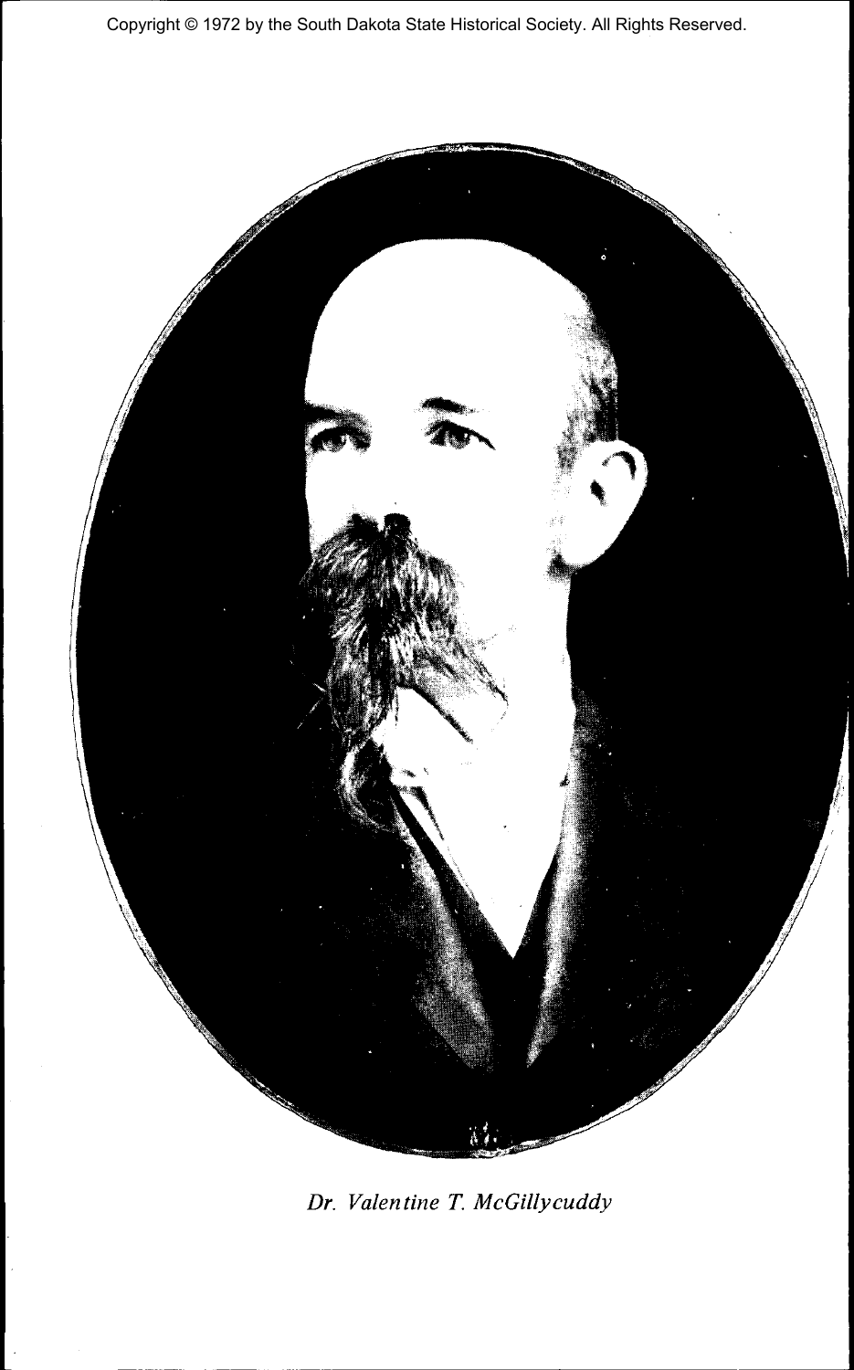Copyright © 1972 by the South Dakota State Historical Society. All Rights Reserved.

*Dr. Valentine T. McGillycuddy*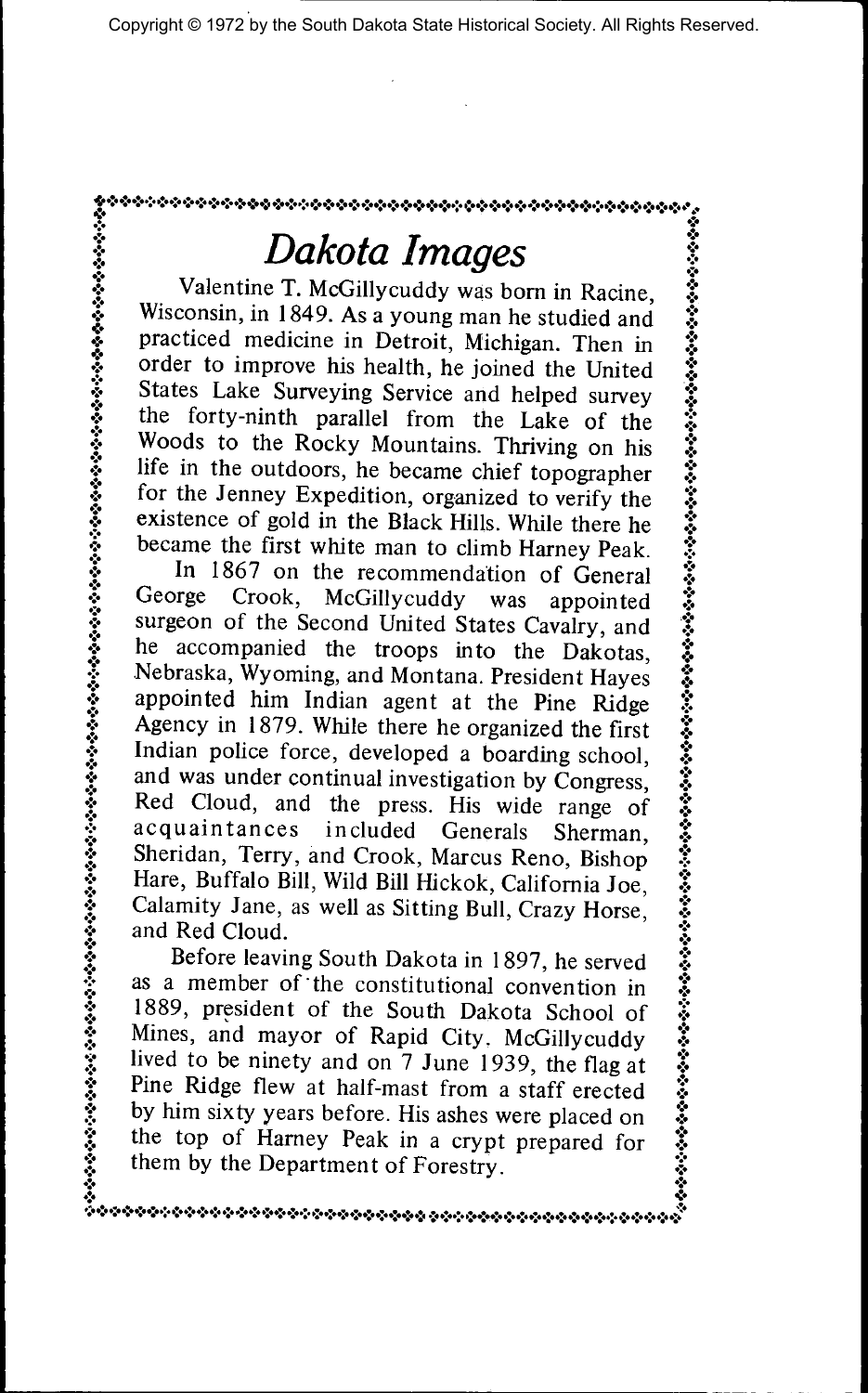# Dakota Images

Valentine T. McGillycuddy was born in Racine, Wisconsin, in 1849. As a young man he studied and practiced medicine in Detroit, Michigan. Then in order to improve his health, he joined the United States Lake Surveying Service and helped survey the forty-ninth parallel from the Lake of the Woods to the Rocky Mountains. Thriving on his life in the outdoors, he became chief topographer for the Jenney Expedition, organized to verify the existence of gold in the Black Hills. While there he became the first white man to climb Harney Peak.

In 1867 on the recommendation of General George Crook, McGillycuddy was appointed surgeon of the Second United States Cavalry, and he accompanied the troops into the Dakotas, Nebraska, Wyoming, and Montana. President Hayes appointed him Indian agent at the Pine Ridge Agency in 1879. While there he organized the first Indian police force, developed a boarding school, and was under continual investigation by Congress, Red Cloud, and the press. His wide range of acquaintances included Generals Sherman, Sheridan, Terry, and Crook, Marcus Reno, Bishop Hare, Buffalo Bill, Wild Bill Hickok, California Joe, Calamity Jane, as well as Sitting Bull, Crazy Horse, and Red Cloud.

Before leaving South Dakota in 1897, he served as a member of the constitutional convention in 1889, president of the South Dakota School of Mines, and mayor of Rapid City. McGillycuddy lived to be ninety and on 7 June 1939, the flag at Pine Ridge flew at half-mast from a staff erected by him sixty years before. His ashes were placed on the top of Harney Peak in a crypt prepared for them by the Department of Forestry.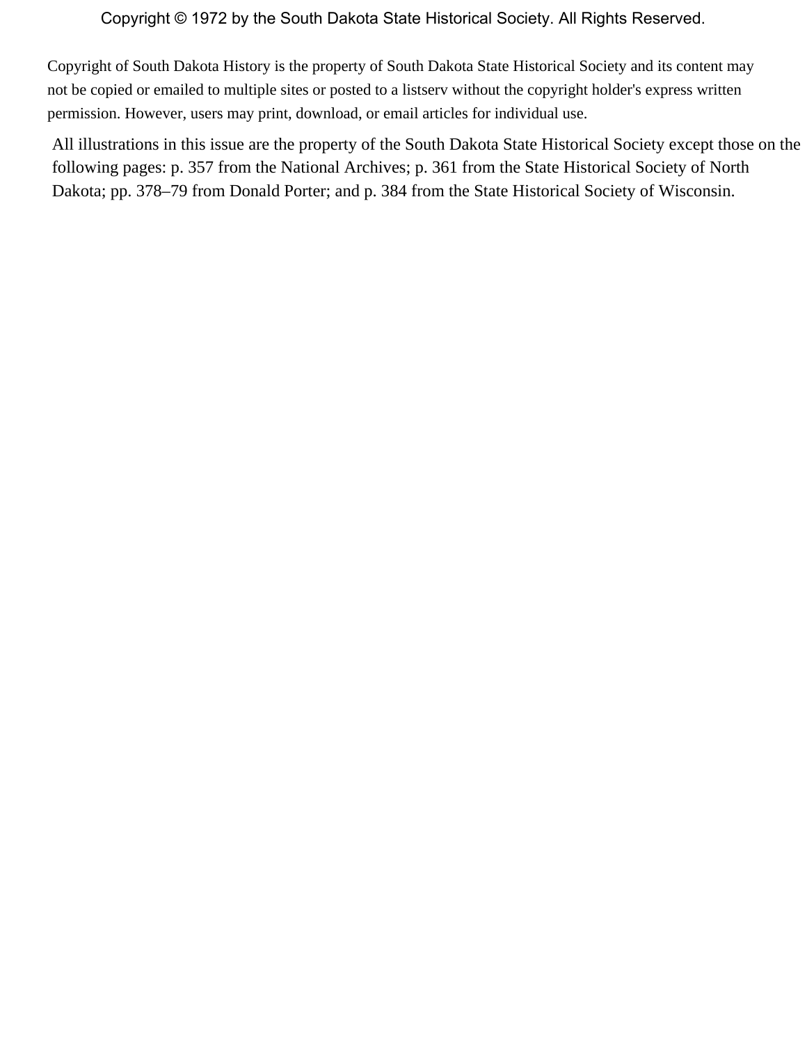Copyright © 1972 by the South Dakota State Historical Society. All Rights Reserved.

Copyright of South Dakota History is the property of South Dakota State Historical Society and its content may not be copied or emailed to multiple sites or posted to a listserv without the copyright holder's express written permission. However, users may print, download, or email articles for individual use.

All illustrations in this issue are the property of the South Dakota State Historical Society except those on the following pages: p. 357 from the National Archives; p. 361 from the State Historical Society of North Dakota; pp. 378–79 from Donald Porter; and p. 384 from the State Historical Society of Wisconsin.